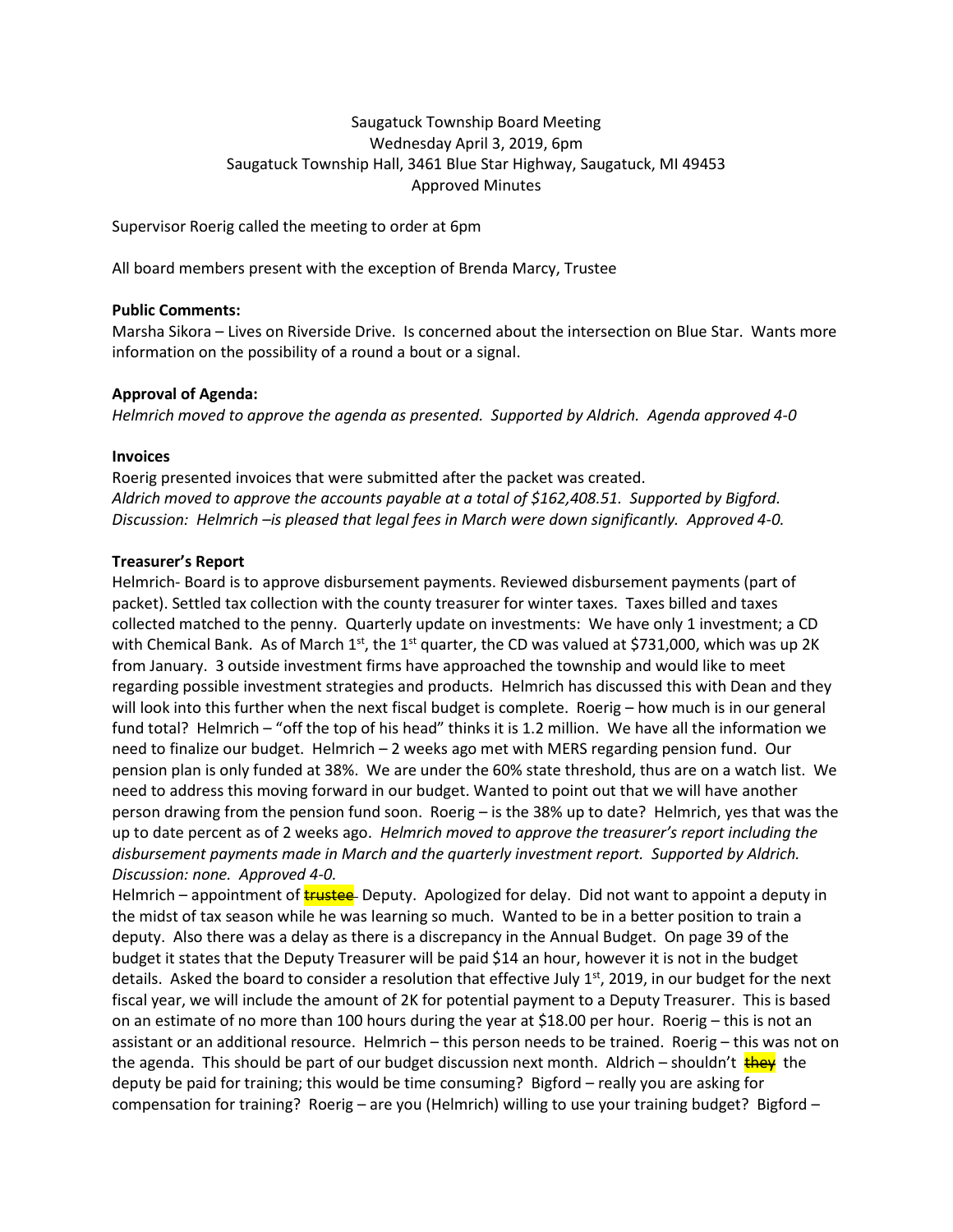Saugatuck Township Board Meeting
Wednesday April 3, 2019, 6pm
Saugatuck Township Hall, 3461 Blue Star Highway, Saugatuck, MI 49453
Approved Minutes

Supervisor Roerig called the meeting to order at 6pm

All board members present with the exception of Brenda Marcy, Trustee

**Public Comments:**

Marsha Sikora – Lives on Riverside Drive. Is concerned about the intersection on Blue Star. Wants more information on the possibility of a round a bout or a signal.

**Approval of Agenda:**

*Helmrich moved to approve the agenda as presented. Supported by Aldrich. Agenda approved 4-0*

**Invoices**

Roerig presented invoices that were submitted after the packet was created.
*Aldrich moved to approve the accounts payable at a total of $162,408.51. Supported by Bigford. Discussion: Helmrich –is pleased that legal fees in March were down significantly. Approved 4-0.*

**Treasurer's Report**

Helmrich- Board is to approve disbursement payments. Reviewed disbursement payments (part of packet). Settled tax collection with the county treasurer for winter taxes. Taxes billed and taxes collected matched to the penny. Quarterly update on investments: We have only 1 investment; a CD with Chemical Bank. As of March 1st, the 1st quarter, the CD was valued at $731,000, which was up 2K from January. 3 outside investment firms have approached the township and would like to meet regarding possible investment strategies and products. Helmrich has discussed this with Dean and they will look into this further when the next fiscal budget is complete. Roerig – how much is in our general fund total? Helmrich – "off the top of his head" thinks it is 1.2 million. We have all the information we need to finalize our budget. Helmrich – 2 weeks ago met with MERS regarding pension fund. Our pension plan is only funded at 38%. We are under the 60% state threshold, thus are on a watch list. We need to address this moving forward in our budget. Wanted to point out that we will have another person drawing from the pension fund soon. Roerig – is the 38% up to date? Helmrich, yes that was the up to date percent as of 2 weeks ago. *Helmrich moved to approve the treasurer's report including the disbursement payments made in March and the quarterly investment report. Supported by Aldrich. Discussion: none. Approved 4-0.*

Helmrich – appointment of ~~trustee~~ Deputy. Apologized for delay. Did not want to appoint a deputy in the midst of tax season while he was learning so much. Wanted to be in a better position to train a deputy. Also there was a delay as there is a discrepancy in the Annual Budget. On page 39 of the budget it states that the Deputy Treasurer will be paid $14 an hour, however it is not in the budget details. Asked the board to consider a resolution that effective July 1st, 2019, in our budget for the next fiscal year, we will include the amount of 2K for potential payment to a Deputy Treasurer. This is based on an estimate of no more than 100 hours during the year at $18.00 per hour. Roerig – this is not an assistant or an additional resource. Helmrich – this person needs to be trained. Roerig – this was not on the agenda. This should be part of our budget discussion next month. Aldrich – shouldn't ~~they~~ the deputy be paid for training; this would be time consuming? Bigford – really you are asking for compensation for training? Roerig – are you (Helmrich) willing to use your training budget? Bigford –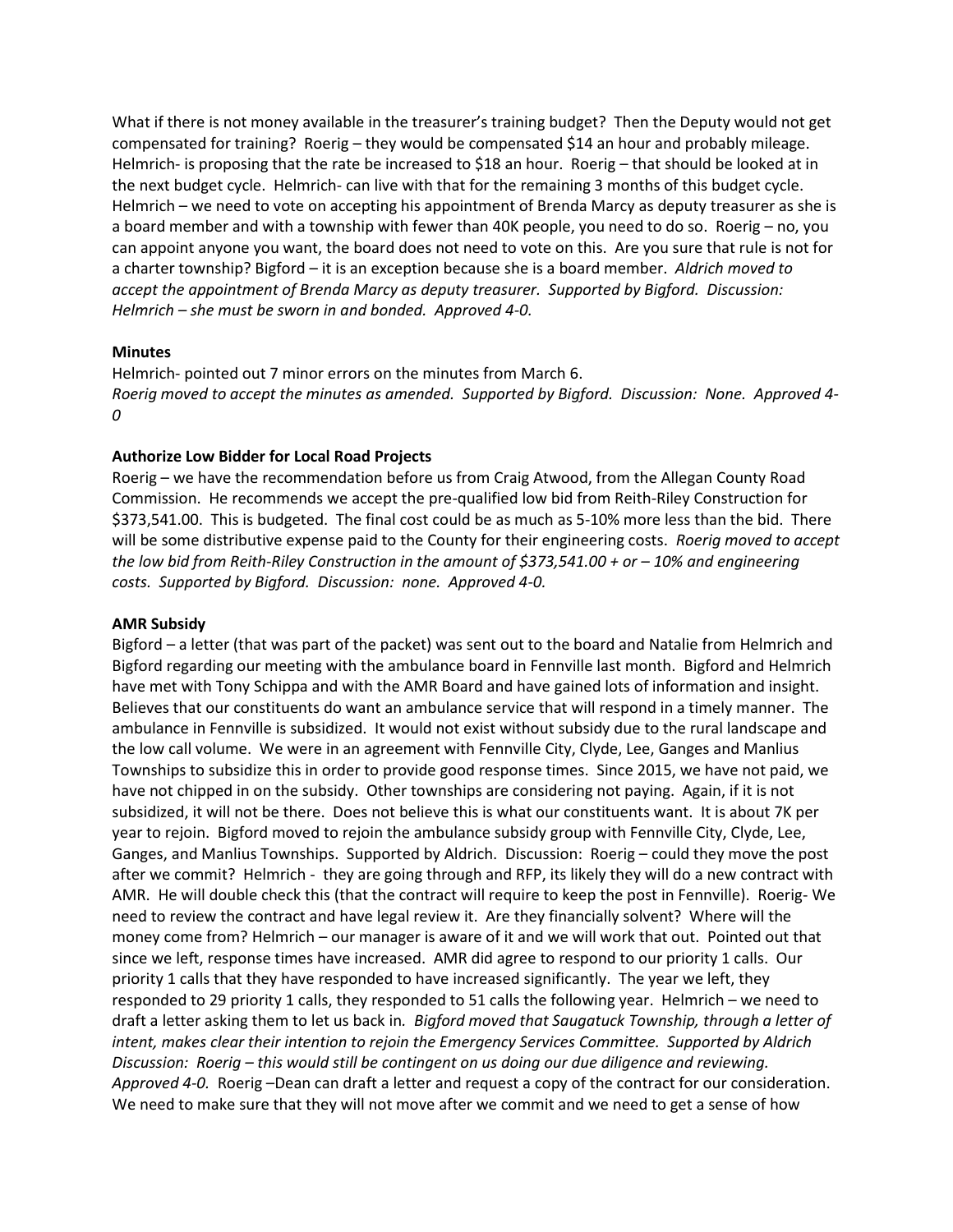What if there is not money available in the treasurer's training budget? Then the Deputy would not get compensated for training? Roerig – they would be compensated $14 an hour and probably mileage. Helmrich- is proposing that the rate be increased to $18 an hour. Roerig – that should be looked at in the next budget cycle. Helmrich- can live with that for the remaining 3 months of this budget cycle. Helmrich – we need to vote on accepting his appointment of Brenda Marcy as deputy treasurer as she is a board member and with a township with fewer than 40K people, you need to do so. Roerig – no, you can appoint anyone you want, the board does not need to vote on this. Are you sure that rule is not for a charter township? Bigford – it is an exception because she is a board member. *Aldrich moved to accept the appointment of Brenda Marcy as deputy treasurer. Supported by Bigford. Discussion: Helmrich – she must be sworn in and bonded. Approved 4-0.*

**Minutes**

Helmrich- pointed out 7 minor errors on the minutes from March 6.
*Roerig moved to accept the minutes as amended. Supported by Bigford. Discussion: None. Approved 4-0*

**Authorize Low Bidder for Local Road Projects**

Roerig – we have the recommendation before us from Craig Atwood, from the Allegan County Road Commission. He recommends we accept the pre-qualified low bid from Reith-Riley Construction for $373,541.00. This is budgeted. The final cost could be as much as 5-10% more less than the bid. There will be some distributive expense paid to the County for their engineering costs. *Roerig moved to accept the low bid from Reith-Riley Construction in the amount of $373,541.00 + or – 10% and engineering costs. Supported by Bigford. Discussion: none. Approved 4-0.*

**AMR Subsidy**

Bigford – a letter (that was part of the packet) was sent out to the board and Natalie from Helmrich and Bigford regarding our meeting with the ambulance board in Fennville last month. Bigford and Helmrich have met with Tony Schippa and with the AMR Board and have gained lots of information and insight. Believes that our constituents do want an ambulance service that will respond in a timely manner. The ambulance in Fennville is subsidized. It would not exist without subsidy due to the rural landscape and the low call volume. We were in an agreement with Fennville City, Clyde, Lee, Ganges and Manlius Townships to subsidize this in order to provide good response times. Since 2015, we have not paid, we have not chipped in on the subsidy. Other townships are considering not paying. Again, if it is not subsidized, it will not be there. Does not believe this is what our constituents want. It is about 7K per year to rejoin. Bigford moved to rejoin the ambulance subsidy group with Fennville City, Clyde, Lee, Ganges, and Manlius Townships. Supported by Aldrich. Discussion: Roerig – could they move the post after we commit? Helmrich - they are going through and RFP, its likely they will do a new contract with AMR. He will double check this (that the contract will require to keep the post in Fennville). Roerig- We need to review the contract and have legal review it. Are they financially solvent? Where will the money come from? Helmrich – our manager is aware of it and we will work that out. Pointed out that since we left, response times have increased. AMR did agree to respond to our priority 1 calls. Our priority 1 calls that they have responded to have increased significantly. The year we left, they responded to 29 priority 1 calls, they responded to 51 calls the following year. Helmrich – we need to draft a letter asking them to let us back in. *Bigford moved that Saugatuck Township, through a letter of intent, makes clear their intention to rejoin the Emergency Services Committee. Supported by Aldrich Discussion: Roerig – this would still be contingent on us doing our due diligence and reviewing. Approved 4-0.* Roerig –Dean can draft a letter and request a copy of the contract for our consideration. We need to make sure that they will not move after we commit and we need to get a sense of how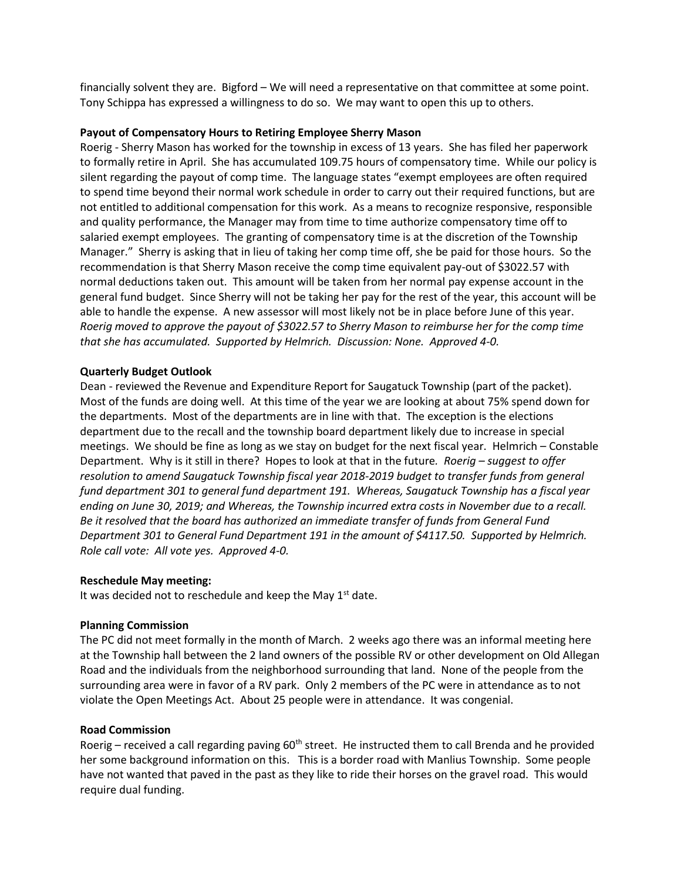financially solvent they are. Bigford – We will need a representative on that committee at some point. Tony Schippa has expressed a willingness to do so. We may want to open this up to others.

**Payout of Compensatory Hours to Retiring Employee Sherry Mason**

Roerig - Sherry Mason has worked for the township in excess of 13 years. She has filed her paperwork to formally retire in April. She has accumulated 109.75 hours of compensatory time. While our policy is silent regarding the payout of comp time. The language states "exempt employees are often required to spend time beyond their normal work schedule in order to carry out their required functions, but are not entitled to additional compensation for this work. As a means to recognize responsive, responsible and quality performance, the Manager may from time to time authorize compensatory time off to salaried exempt employees. The granting of compensatory time is at the discretion of the Township Manager." Sherry is asking that in lieu of taking her comp time off, she be paid for those hours. So the recommendation is that Sherry Mason receive the comp time equivalent pay-out of $3022.57 with normal deductions taken out. This amount will be taken from her normal pay expense account in the general fund budget. Since Sherry will not be taking her pay for the rest of the year, this account will be able to handle the expense. A new assessor will most likely not be in place before June of this year. *Roerig moved to approve the payout of $3022.57 to Sherry Mason to reimburse her for the comp time that she has accumulated. Supported by Helmrich. Discussion: None. Approved 4-0.*

**Quarterly Budget Outlook**

Dean - reviewed the Revenue and Expenditure Report for Saugatuck Township (part of the packet). Most of the funds are doing well. At this time of the year we are looking at about 75% spend down for the departments. Most of the departments are in line with that. The exception is the elections department due to the recall and the township board department likely due to increase in special meetings. We should be fine as long as we stay on budget for the next fiscal year. Helmrich – Constable Department. Why is it still in there? Hopes to look at that in the future. *Roerig – suggest to offer resolution to amend Saugatuck Township fiscal year 2018-2019 budget to transfer funds from general fund department 301 to general fund department 191. Whereas, Saugatuck Township has a fiscal year ending on June 30, 2019; and Whereas, the Township incurred extra costs in November due to a recall. Be it resolved that the board has authorized an immediate transfer of funds from General Fund Department 301 to General Fund Department 191 in the amount of $4117.50. Supported by Helmrich. Role call vote: All vote yes. Approved 4-0.*

**Reschedule May meeting:**

It was decided not to reschedule and keep the May 1st date.

**Planning Commission**

The PC did not meet formally in the month of March. 2 weeks ago there was an informal meeting here at the Township hall between the 2 land owners of the possible RV or other development on Old Allegan Road and the individuals from the neighborhood surrounding that land. None of the people from the surrounding area were in favor of a RV park. Only 2 members of the PC were in attendance as to not violate the Open Meetings Act. About 25 people were in attendance. It was congenial.

**Road Commission**

Roerig – received a call regarding paving 60th street. He instructed them to call Brenda and he provided her some background information on this. This is a border road with Manlius Township. Some people have not wanted that paved in the past as they like to ride their horses on the gravel road. This would require dual funding.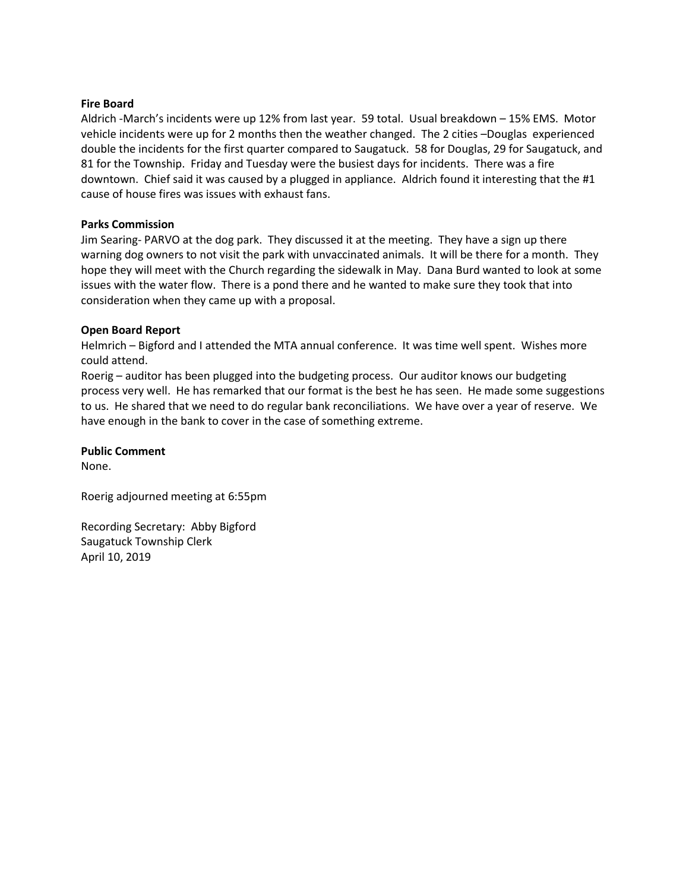**Fire Board**

Aldrich -March's incidents were up 12% from last year. 59 total. Usual breakdown – 15% EMS. Motor vehicle incidents were up for 2 months then the weather changed. The 2 cities –Douglas experienced double the incidents for the first quarter compared to Saugatuck. 58 for Douglas, 29 for Saugatuck, and 81 for the Township. Friday and Tuesday were the busiest days for incidents. There was a fire downtown. Chief said it was caused by a plugged in appliance. Aldrich found it interesting that the #1 cause of house fires was issues with exhaust fans.

**Parks Commission**

Jim Searing- PARVO at the dog park. They discussed it at the meeting. They have a sign up there warning dog owners to not visit the park with unvaccinated animals. It will be there for a month. They hope they will meet with the Church regarding the sidewalk in May. Dana Burd wanted to look at some issues with the water flow. There is a pond there and he wanted to make sure they took that into consideration when they came up with a proposal.

**Open Board Report**

Helmrich – Bigford and I attended the MTA annual conference. It was time well spent. Wishes more could attend.

Roerig – auditor has been plugged into the budgeting process. Our auditor knows our budgeting process very well. He has remarked that our format is the best he has seen. He made some suggestions to us. He shared that we need to do regular bank reconciliations. We have over a year of reserve. We have enough in the bank to cover in the case of something extreme.

**Public Comment**

None.

Roerig adjourned meeting at 6:55pm

Recording Secretary: Abby Bigford
Saugatuck Township Clerk
April 10, 2019